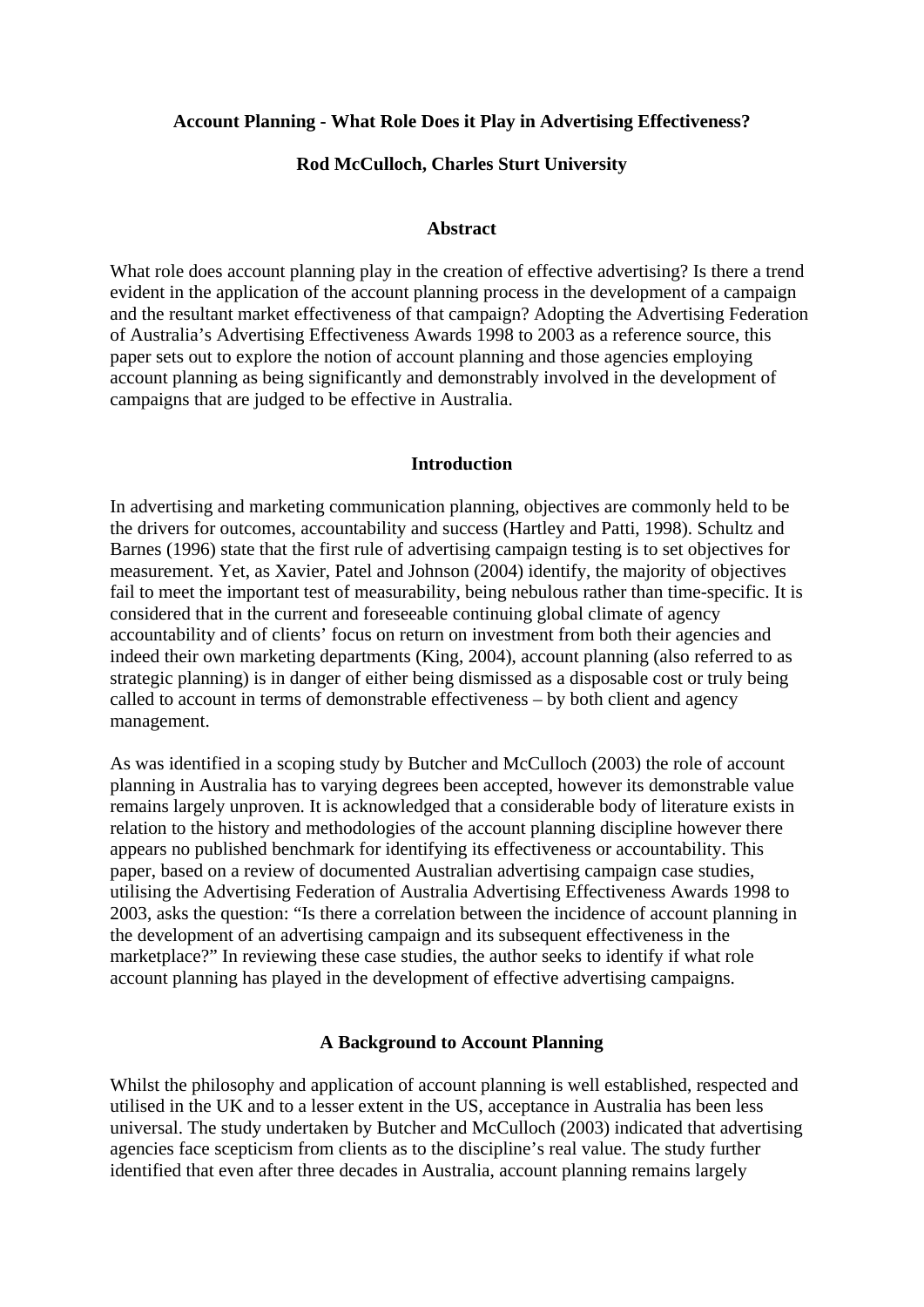# Account Planning - What Role Does it Play in Advertising Effectiveness?

**Rod McCulloch, Charles Sturt University**

## Abstract

What role does account planning play in the creation of effective advertising? Is there a trend evident in the application of the account planning process in the development of a campaign and the resultant market effectiveness of that campaign? Adopting the Advertising Federation of Australia's Advertising Effectiveness Awards 1998 to 2003 as a reference source, this paper sets out to explore the notion of account planning and those agencies employing account planning as being significantly and demonstrably involved in the development of campaigns that are judged to be effective in Australia.

## Introduction

In advertising and marketing communication planning, objectives are commonly held to be the drivers for outcomes, accountability and success (Hartley and Patti, 1998). Schultz and Barnes (1996) state that the first rule of advertising campaign testing is to set objectives for measurement. Yet, as Xavier, Patel and Johnson (2004) identify, the majority of objectives fail to meet the important test of measurability, being nebulous rather than time-specific. It is considered that in the current and foreseeable continuing global climate of agency accountability and of clients' focus on return on investment from both their agencies and indeed their own marketing departments (King, 2004), account planning (also referred to as strategic planning) is in danger of either being dismissed as a disposable cost or truly being called to account in terms of demonstrable effectiveness – by both client and agency management.

As was identified in a scoping study by Butcher and McCulloch (2003) the role of account planning in Australia has to varying degrees been accepted, however its demonstrable value remains largely unproven. It is acknowledged that a considerable body of literature exists in relation to the history and methodologies of the account planning discipline however there appears no published benchmark for identifying its effectiveness or accountability. This paper, based on a review of documented Australian advertising campaign case studies, utilising the Advertising Federation of Australia Advertising Effectiveness Awards 1998 to 2003, asks the question: "Is there a correlation between the incidence of account planning in the development of an advertising campaign and its subsequent effectiveness in the marketplace?" In reviewing these case studies, the author seeks to identify if what role account planning has played in the development of effective advertising campaigns.

## A Background to Account Planning

Whilst the philosophy and application of account planning is well established, respected and utilised in the UK and to a lesser extent in the US, acceptance in Australia has been less universal. The study undertaken by Butcher and McCulloch (2003) indicated that advertising agencies face scepticism from clients as to the discipline's real value. The study further identified that even after three decades in Australia, account planning remains largely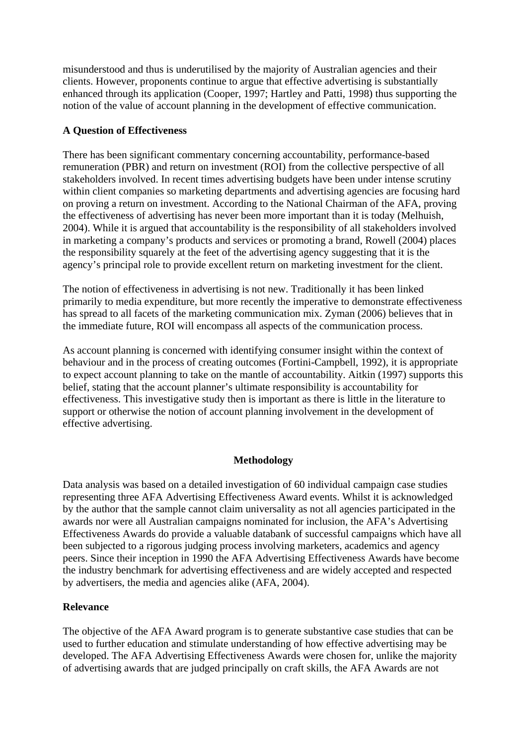misunderstood and thus is underutilised by the majority of Australian agencies and their clients. However, proponents continue to argue that effective advertising is substantially enhanced through its application (Cooper, 1997; Hartley and Patti, 1998) thus supporting the notion of the value of account planning in the development of effective communication.

**A Question of Effectiveness**

There has been significant commentary concerning accountability, performance-based remuneration (PBR) and return on investment (ROI) from the collective perspective of all stakeholders involved. In recent times advertising budgets have been under intense scrutiny within client companies so marketing departments and advertising agencies are focusing hard on proving a return on investment. According to the National Chairman of the AFA, proving the effectiveness of advertising has never been more important than it is today (Melhuish, 2004). While it is argued that accountability is the responsibility of all stakeholders involved in marketing a company's products and services or promoting a brand, Rowell (2004) places the responsibility squarely at the feet of the advertising agency suggesting that it is the agency's principal role to provide excellent return on marketing investment for the client.

The notion of effectiveness in advertising is not new. Traditionally it has been linked primarily to media expenditure, but more recently the imperative to demonstrate effectiveness has spread to all facets of the marketing communication mix. Zyman (2006) believes that in the immediate future, ROI will encompass all aspects of the communication process.

As account planning is concerned with identifying consumer insight within the context of behaviour and in the process of creating outcomes (Fortini-Campbell, 1992), it is appropriate to expect account planning to take on the mantle of accountability. Aitkin (1997) supports this belief, stating that the account planner's ultimate responsibility is accountability for effectiveness. This investigative study then is important as there is little in the literature to support or otherwise the notion of account planning involvement in the development of effective advertising.

## Methodology

Data analysis was based on a detailed investigation of 60 individual campaign case studies representing three AFA Advertising Effectiveness Award events. Whilst it is acknowledged by the author that the sample cannot claim universality as not all agencies participated in the awards nor were all Australian campaigns nominated for inclusion, the AFA's Advertising Effectiveness Awards do provide a valuable databank of successful campaigns which have all been subjected to a rigorous judging process involving marketers, academics and agency peers. Since their inception in 1990 the AFA Advertising Effectiveness Awards have become the industry benchmark for advertising effectiveness and are widely accepted and respected by advertisers, the media and agencies alike (AFA, 2004).

**Relevance**

The objective of the AFA Award program is to generate substantive case studies that can be used to further education and stimulate understanding of how effective advertising may be developed. The AFA Advertising Effectiveness Awards were chosen for, unlike the majority of advertising awards that are judged principally on craft skills, the AFA Awards are not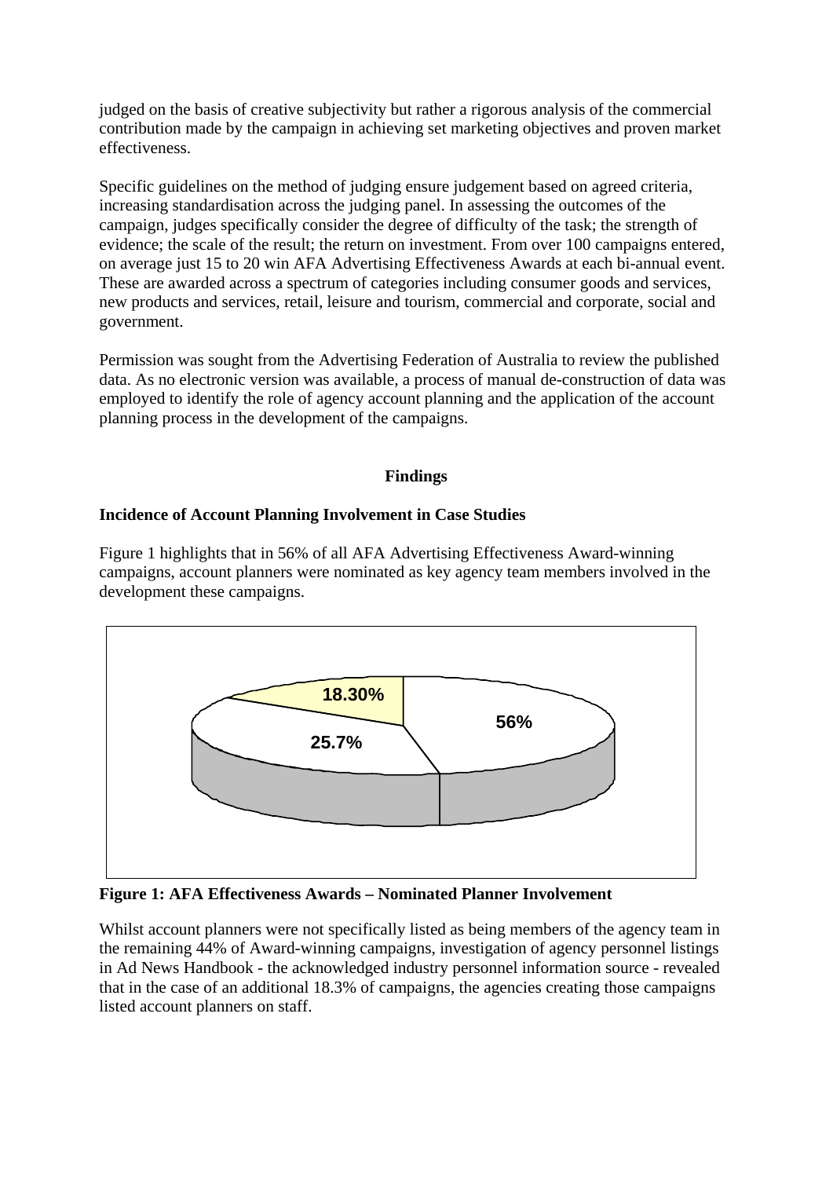judged on the basis of creative subjectivity but rather a rigorous analysis of the commercial contribution made by the campaign in achieving set marketing objectives and proven market effectiveness.

Specific guidelines on the method of judging ensure judgement based on agreed criteria, increasing standardisation across the judging panel. In assessing the outcomes of the campaign, judges specifically consider the degree of difficulty of the task; the strength of evidence; the scale of the result; the return on investment. From over 100 campaigns entered, on average just 15 to 20 win AFA Advertising Effectiveness Awards at each bi-annual event. These are awarded across a spectrum of categories including consumer goods and services, new products and services, retail, leisure and tourism, commercial and corporate, social and government.

Permission was sought from the Advertising Federation of Australia to review the published data. As no electronic version was available, a process of manual de-construction of data was employed to identify the role of agency account planning and the application of the account planning process in the development of the campaigns.

## Findings

### Incidence of Account Planning Involvement in Case Studies

Figure 1 highlights that in 56% of all AFA Advertising Effectiveness Award-winning campaigns, account planners were nominated as key agency team members involved in the development these campaigns.

18.30%

56%

25.7%

**Figure 1: AFA Effectiveness Awards – Nominated Planner Involvement**

Whilst account planners were not specifically listed as being members of the agency team in the remaining 44% of Award-winning campaigns, investigation of agency personnel listings in Ad News Handbook - the acknowledged industry personnel information source - revealed that in the case of an additional 18.3% of campaigns, the agencies creating those campaigns listed account planners on staff.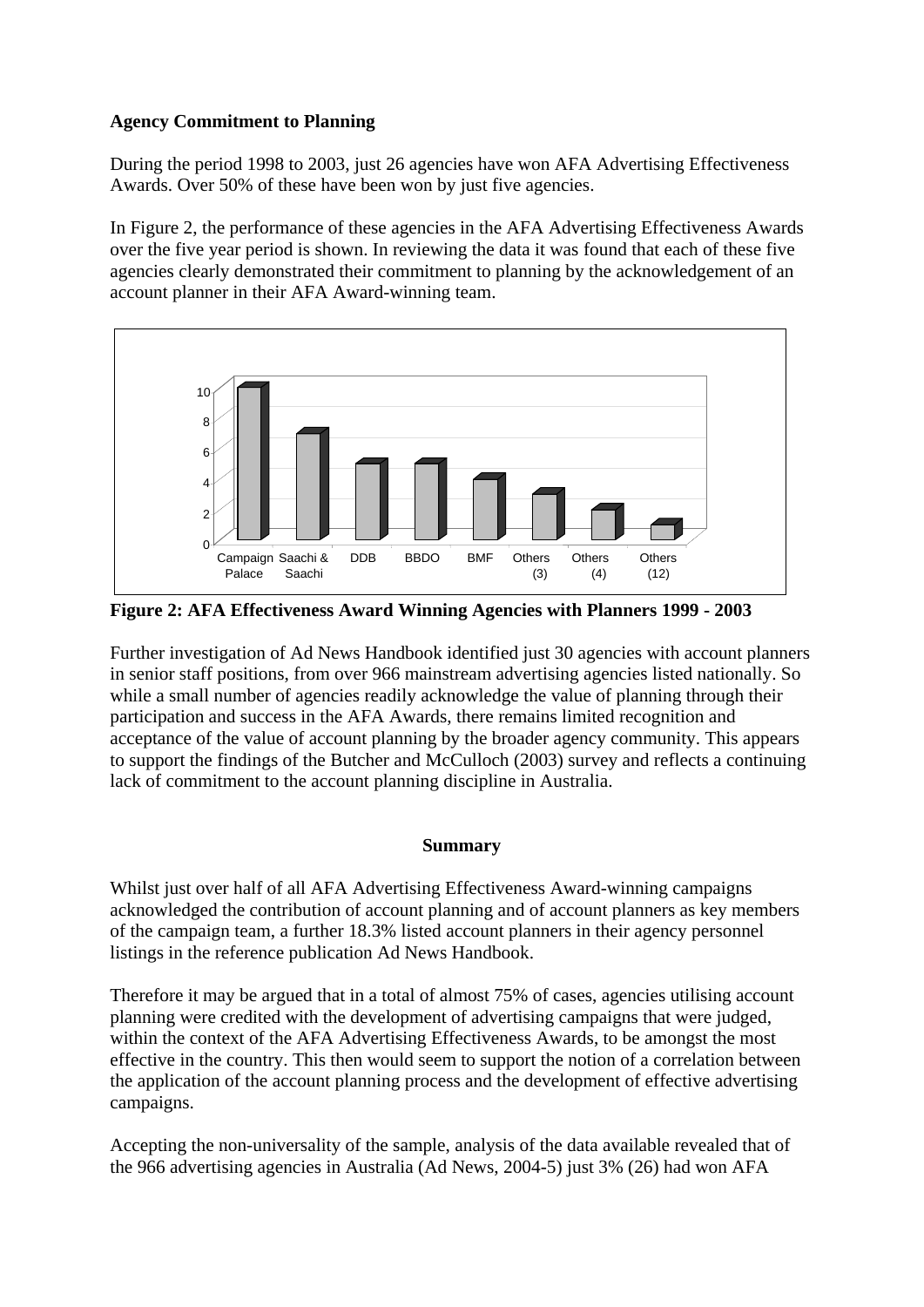**Agency Commitment to Planning**

During the period 1998 to 2003, just 26 agencies have won AFA Advertising Effectiveness Awards. Over 50% of these have been won by just five agencies.

In Figure 2, the performance of these agencies in the AFA Advertising Effectiveness Awards over the five year period is shown. In reviewing the data it was found that each of these five agencies clearly demonstrated their commitment to planning by the acknowledgement of an account planner in their AFA Award-winning team.

| Agency | Value |
|---|---|
| Campaign Palace | 10 |
| Saachi & Saachi | 7 |
| DDB | 5 |
| BBDO | 5 |
| BMF | 4 |
| Others (3) | 3 |
| Others (4) | 2 |
| Others (12) | 1 |

**Figure 2: AFA Effectiveness Award Winning Agencies with Planners 1999 - 2003**

Further investigation of Ad News Handbook identified just 30 agencies with account planners in senior staff positions, from over 966 mainstream advertising agencies listed nationally. So while a small number of agencies readily acknowledge the value of planning through their participation and success in the AFA Awards, there remains limited recognition and acceptance of the value of account planning by the broader agency community. This appears to support the findings of the Butcher and McCulloch (2003) survey and reflects a continuing lack of commitment to the account planning discipline in Australia.

**Summary**

Whilst just over half of all AFA Advertising Effectiveness Award-winning campaigns acknowledged the contribution of account planning and of account planners as key members of the campaign team, a further 18.3% listed account planners in their agency personnel listings in the reference publication Ad News Handbook.

Therefore it may be argued that in a total of almost 75% of cases, agencies utilising account planning were credited with the development of advertising campaigns that were judged, within the context of the AFA Advertising Effectiveness Awards, to be amongst the most effective in the country. This then would seem to support the notion of a correlation between the application of the account planning process and the development of effective advertising campaigns.

Accepting the non-universality of the sample, analysis of the data available revealed that of the 966 advertising agencies in Australia (Ad News, 2004-5) just 3% (26) had won AFA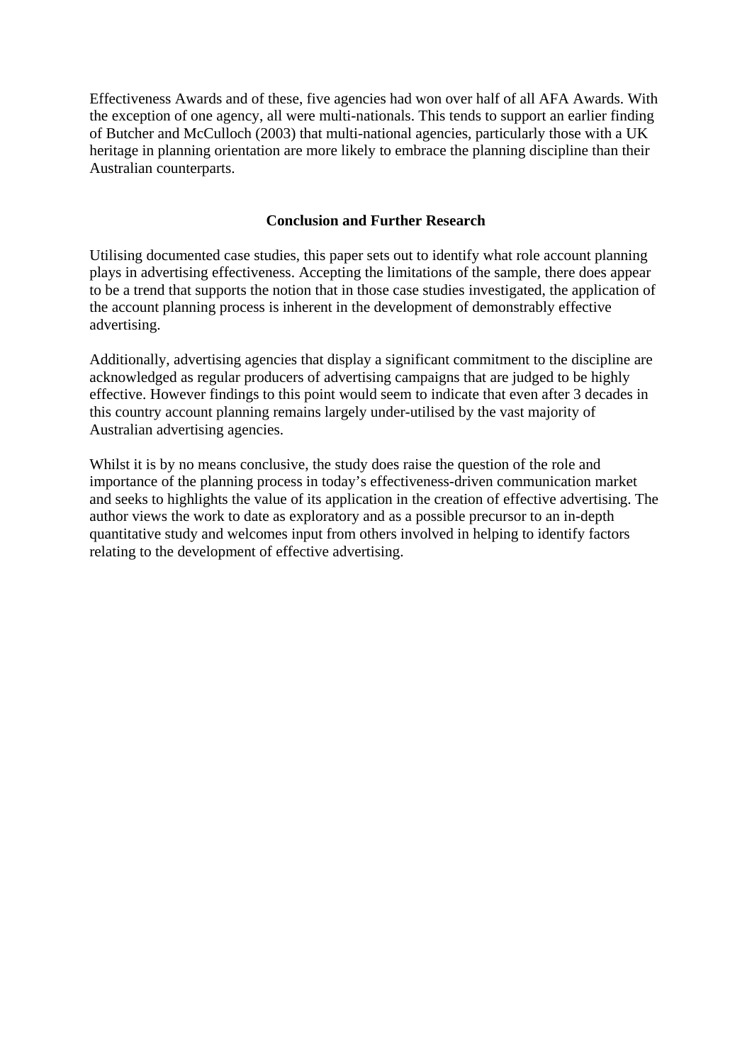Effectiveness Awards and of these, five agencies had won over half of all AFA Awards. With the exception of one agency, all were multi-nationals. This tends to support an earlier finding of Butcher and McCulloch (2003) that multi-national agencies, particularly those with a UK heritage in planning orientation are more likely to embrace the planning discipline than their Australian counterparts.

## Conclusion and Further Research

Utilising documented case studies, this paper sets out to identify what role account planning plays in advertising effectiveness. Accepting the limitations of the sample, there does appear to be a trend that supports the notion that in those case studies investigated, the application of the account planning process is inherent in the development of demonstrably effective advertising.

Additionally, advertising agencies that display a significant commitment to the discipline are acknowledged as regular producers of advertising campaigns that are judged to be highly effective. However findings to this point would seem to indicate that even after 3 decades in this country account planning remains largely under-utilised by the vast majority of Australian advertising agencies.

Whilst it is by no means conclusive, the study does raise the question of the role and importance of the planning process in today's effectiveness-driven communication market and seeks to highlights the value of its application in the creation of effective advertising. The author views the work to date as exploratory and as a possible precursor to an in-depth quantitative study and welcomes input from others involved in helping to identify factors relating to the development of effective advertising.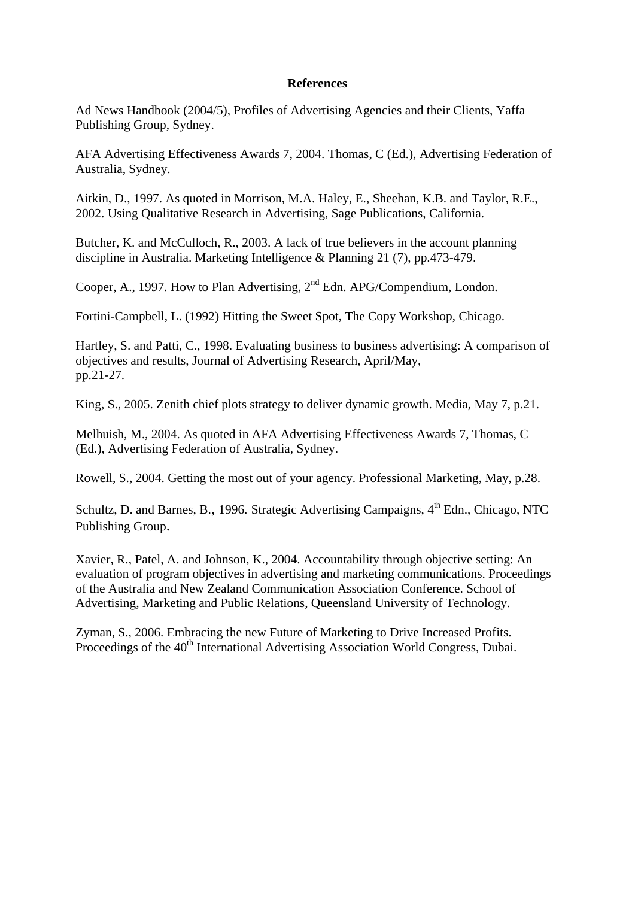## References

Ad News Handbook (2004/5), Profiles of Advertising Agencies and their Clients, Yaffa Publishing Group, Sydney.

AFA Advertising Effectiveness Awards 7, 2004. Thomas, C (Ed.), Advertising Federation of Australia, Sydney.

Aitkin, D., 1997. As quoted in Morrison, M.A. Haley, E., Sheehan, K.B. and Taylor, R.E., 2002. Using Qualitative Research in Advertising, Sage Publications, California.

Butcher, K. and McCulloch, R., 2003. A lack of true believers in the account planning discipline in Australia. Marketing Intelligence & Planning 21 (7), pp.473-479.

Cooper, A., 1997. How to Plan Advertising, 2nd Edn. APG/Compendium, London.

Fortini-Campbell, L. (1992) Hitting the Sweet Spot, The Copy Workshop, Chicago.

Hartley, S. and Patti, C., 1998. Evaluating business to business advertising: A comparison of objectives and results, Journal of Advertising Research, April/May, pp.21-27.

King, S., 2005. Zenith chief plots strategy to deliver dynamic growth. Media, May 7, p.21.

Melhuish, M., 2004. As quoted in AFA Advertising Effectiveness Awards 7, Thomas, C (Ed.), Advertising Federation of Australia, Sydney.

Rowell, S., 2004. Getting the most out of your agency. Professional Marketing, May, p.28.

Schultz, D. and Barnes, B., 1996. Strategic Advertising Campaigns, 4th Edn., Chicago, NTC Publishing Group.

Xavier, R., Patel, A. and Johnson, K., 2004. Accountability through objective setting: An evaluation of program objectives in advertising and marketing communications. Proceedings of the Australia and New Zealand Communication Association Conference. School of Advertising, Marketing and Public Relations, Queensland University of Technology.

Zyman, S., 2006. Embracing the new Future of Marketing to Drive Increased Profits. Proceedings of the 40th International Advertising Association World Congress, Dubai.